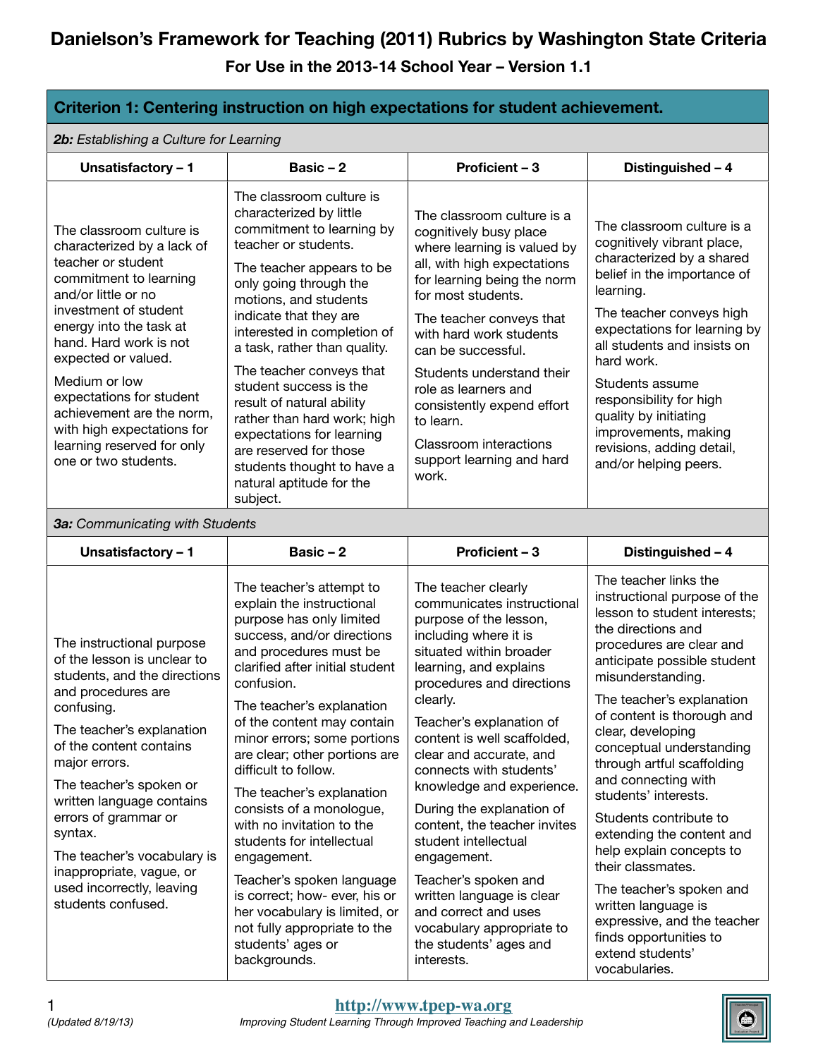# Danielson's Framework for Teaching (2011) Rubrics by Washington State Criteria

**For Use in the 2013-14 School Year – Version 1.1**

## Criterion 1: Centering instruction on high expectations for student achievement.

### *2b: Establishing a Culture for Learning*

| Unsatisfactory – 1 | Basic – 2 | Proficient – 3 | Distinguished – 4 |
|---|---|---|---|
| The classroom culture is characterized by a lack of teacher or student commitment to learning and/or little or no investment of student energy into the task at hand. Hard work is not expected or valued.<br><br>Medium or low expectations for student achievement are the norm, with high expectations for learning reserved for only one or two students. | The classroom culture is characterized by little commitment to learning by teacher or students.<br><br>The teacher appears to be only going through the motions, and students indicate that they are interested in completion of a task, rather than quality.<br><br>The teacher conveys that student success is the result of natural ability rather than hard work; high expectations for learning are reserved for those students thought to have a natural aptitude for the subject. | The classroom culture is a cognitively busy place where learning is valued by all, with high expectations for learning being the norm for most students.<br><br>The teacher conveys that with hard work students can be successful.<br><br>Students understand their role as learners and consistently expend effort to learn.<br><br>Classroom interactions support learning and hard work. | The classroom culture is a cognitively vibrant place, characterized by a shared belief in the importance of learning.<br><br>The teacher conveys high expectations for learning by all students and insists on hard work.<br><br>Students assume responsibility for high quality by initiating improvements, making revisions, adding detail, and/or helping peers. |

### *3a: Communicating with Students*

| Unsatisfactory – 1 | Basic – 2 | Proficient – 3 | Distinguished – 4 |
|---|---|---|---|
| The instructional purpose of the lesson is unclear to students, and the directions and procedures are confusing.<br><br>The teacher's explanation of the content contains major errors.<br><br>The teacher's spoken or written language contains errors of grammar or syntax.<br><br>The teacher's vocabulary is inappropriate, vague, or used incorrectly, leaving students confused. | The teacher's attempt to explain the instructional purpose has only limited success, and/or directions and procedures must be clarified after initial student confusion.<br><br>The teacher's explanation of the content may contain minor errors; some portions are clear; other portions are difficult to follow.<br><br>The teacher's explanation consists of a monologue, with no invitation to the students for intellectual engagement.<br><br>Teacher's spoken language is correct; how- ever, his or her vocabulary is limited, or not fully appropriate to the students' ages or backgrounds. | The teacher clearly communicates instructional purpose of the lesson, including where it is situated within broader learning, and explains procedures and directions clearly.<br><br>Teacher's explanation of content is well scaffolded, clear and accurate, and connects with students' knowledge and experience.<br><br>During the explanation of content, the teacher invites student intellectual engagement.<br><br>Teacher's spoken and written language is clear and correct and uses vocabulary appropriate to the students' ages and interests. | The teacher links the instructional purpose of the lesson to student interests; the directions and procedures are clear and anticipate possible student misunderstanding.<br><br>The teacher's explanation of content is thorough and clear, developing conceptual understanding through artful scaffolding and connecting with students' interests.<br><br>Students contribute to extending the content and help explain concepts to their classmates.<br><br>The teacher's spoken and written language is expressive, and the teacher finds opportunities to extend students' vocabularies. |

(Updated 8/19/13)

**http://www.tpep-wa.org**

*Improving Student Learning Through Improved Teaching and Leadership*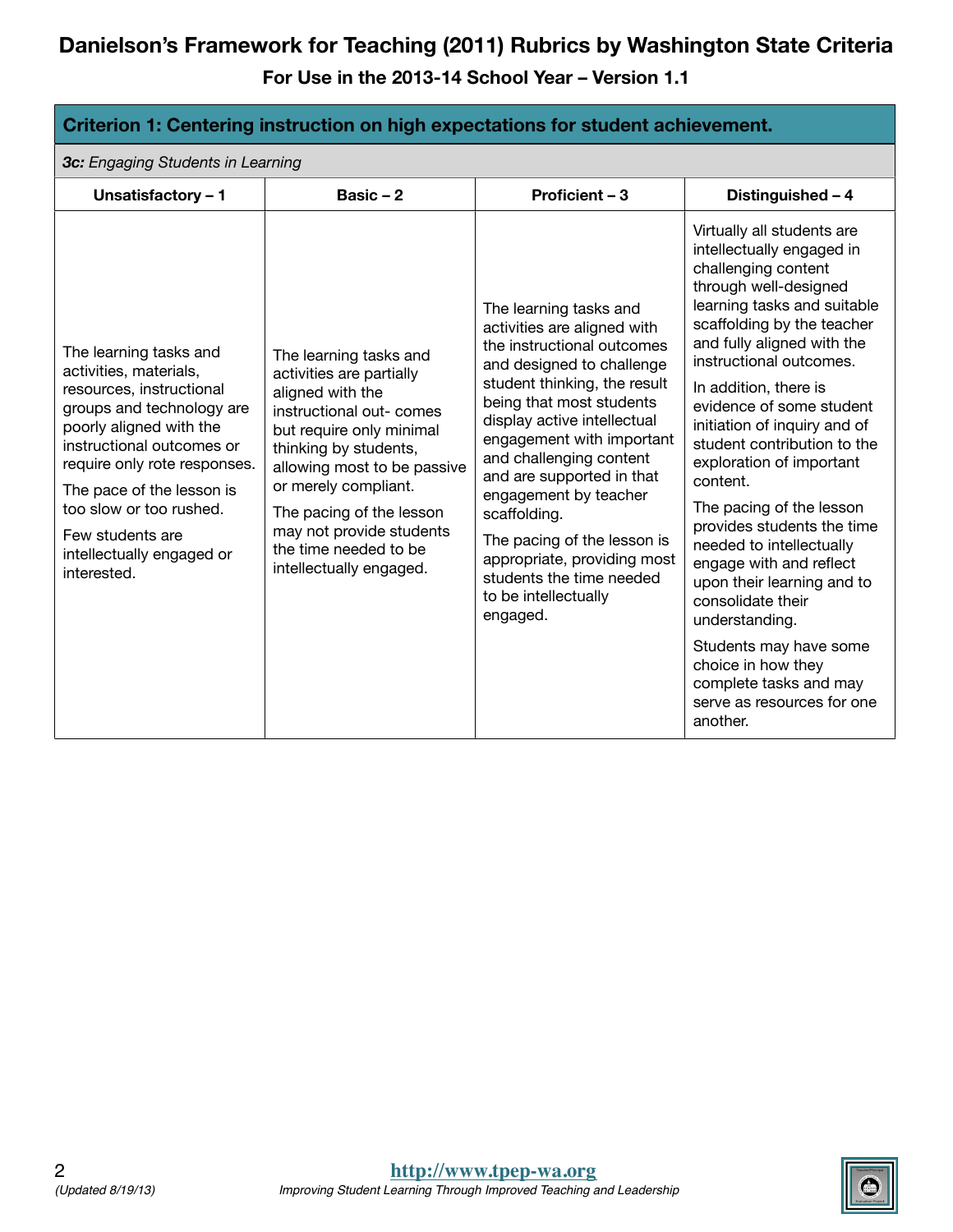# Danielson's Framework for Teaching (2011) Rubrics by Washington State Criteria

**For Use in the 2013-14 School Year – Version 1.1**

| **Criterion 1: Centering instruction on high expectations for student achievement.** | | | |
|---|---|---|---|
| ***3c:** Engaging Students in Learning* | | | |
| **Unsatisfactory – 1** | **Basic – 2** | **Proficient – 3** | **Distinguished – 4** |
| The learning tasks and activities, materials, resources, instructional groups and technology are poorly aligned with the instructional outcomes or require only rote responses.<br><br>The pace of the lesson is too slow or too rushed.<br><br>Few students are intellectually engaged or interested. | The learning tasks and activities are partially aligned with the instructional out- comes but require only minimal thinking by students, allowing most to be passive or merely compliant.<br><br>The pacing of the lesson may not provide students the time needed to be intellectually engaged. | The learning tasks and activities are aligned with the instructional outcomes and designed to challenge student thinking, the result being that most students display active intellectual engagement with important and challenging content and are supported in that engagement by teacher scaffolding.<br><br>The pacing of the lesson is appropriate, providing most students the time needed to be intellectually engaged. | Virtually all students are intellectually engaged in challenging content through well-designed learning tasks and suitable scaffolding by the teacher and fully aligned with the instructional outcomes.<br><br>In addition, there is evidence of some student initiation of inquiry and of student contribution to the exploration of important content.<br><br>The pacing of the lesson provides students the time needed to intellectually engage with and reflect upon their learning and to consolidate their understanding.<br><br>Students may have some choice in how they complete tasks and may serve as resources for one another. |

(Updated 8/19/13)

**http://www.tpep-wa.org**

*Improving Student Learning Through Improved Teaching and Leadership*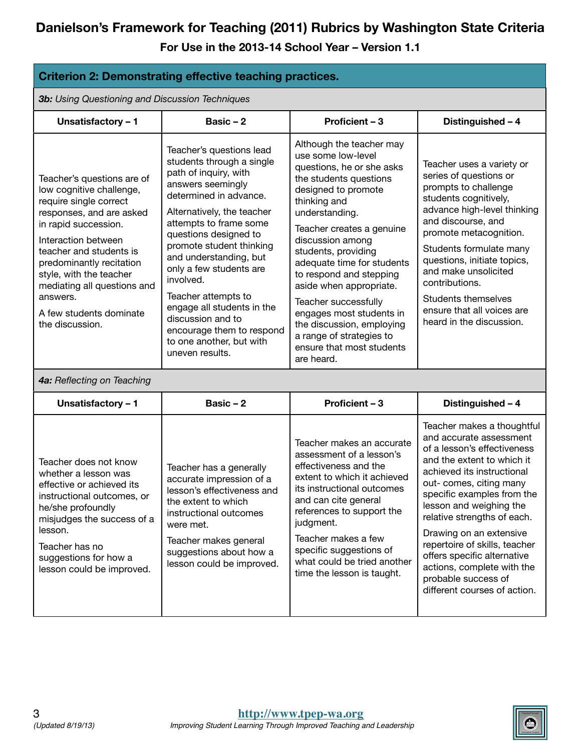# Danielson's Framework for Teaching (2011) Rubrics by Washington State Criteria

**For Use in the 2013-14 School Year – Version 1.1**

## Criterion 2: Demonstrating effective teaching practices.

***3b:** Using Questioning and Discussion Techniques*

| Unsatisfactory – 1 | Basic – 2 | Proficient – 3 | Distinguished – 4 |
|---|---|---|---|
| Teacher's questions are of low cognitive challenge, require single correct responses, and are asked in rapid succession.<br><br>Interaction between teacher and students is predominantly recitation style, with the teacher mediating all questions and answers.<br><br>A few students dominate the discussion. | Teacher's questions lead students through a single path of inquiry, with answers seemingly determined in advance.<br><br>Alternatively, the teacher attempts to frame some questions designed to promote student thinking and understanding, but only a few students are involved.<br><br>Teacher attempts to engage all students in the discussion and to encourage them to respond to one another, but with uneven results. | Although the teacher may use some low-level questions, he or she asks the students questions designed to promote thinking and understanding.<br><br>Teacher creates a genuine discussion among students, providing adequate time for students to respond and stepping aside when appropriate.<br><br>Teacher successfully engages most students in the discussion, employing a range of strategies to ensure that most students are heard. | Teacher uses a variety or series of questions or prompts to challenge students cognitively, advance high-level thinking and discourse, and promote metacognition.<br><br>Students formulate many questions, initiate topics, and make unsolicited contributions.<br><br>Students themselves ensure that all voices are heard in the discussion. |

***4a:** Reflecting on Teaching*

| Unsatisfactory – 1 | Basic – 2 | Proficient – 3 | Distinguished – 4 |
|---|---|---|---|
| Teacher does not know whether a lesson was effective or achieved its instructional outcomes, or he/she profoundly misjudges the success of a lesson.<br><br>Teacher has no suggestions for how a lesson could be improved. | Teacher has a generally accurate impression of a lesson's effectiveness and the extent to which instructional outcomes were met.<br><br>Teacher makes general suggestions about how a lesson could be improved. | Teacher makes an accurate assessment of a lesson's effectiveness and the extent to which it achieved its instructional outcomes and can cite general references to support the judgment.<br><br>Teacher makes a few specific suggestions of what could be tried another time the lesson is taught. | Teacher makes a thoughtful and accurate assessment of a lesson's effectiveness and the extent to which it achieved its instructional out- comes, citing many specific examples from the lesson and weighing the relative strengths of each.<br><br>Drawing on an extensive repertoire of skills, teacher offers specific alternative actions, complete with the probable success of different courses of action. |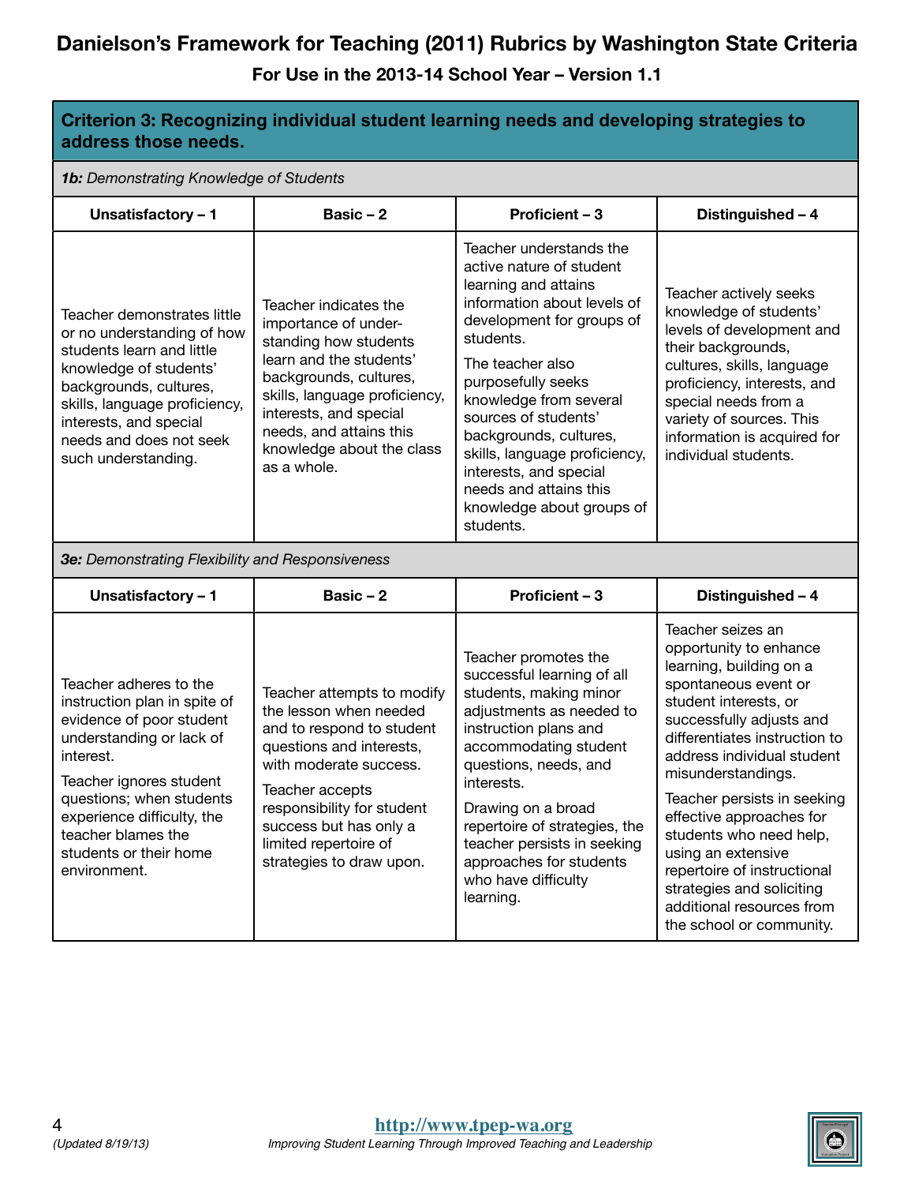# Danielson's Framework for Teaching (2011) Rubrics by Washington State Criteria

**For Use in the 2013-14 School Year – Version 1.1**

## Criterion 3: Recognizing individual student learning needs and developing strategies to address those needs.

***1b:** Demonstrating Knowledge of Students*

| Unsatisfactory – 1 | Basic – 2 | Proficient – 3 | Distinguished – 4 |
|---|---|---|---|
| Teacher demonstrates little or no understanding of how students learn and little knowledge of students' backgrounds, cultures, skills, language proficiency, interests, and special needs and does not seek such understanding. | Teacher indicates the importance of under-standing how students learn and the students' backgrounds, cultures, skills, language proficiency, interests, and special needs, and attains this knowledge about the class as a whole. | Teacher understands the active nature of student learning and attains information about levels of development for groups of students.<br><br>The teacher also purposefully seeks knowledge from several sources of students' backgrounds, cultures, skills, language proficiency, interests, and special needs and attains this knowledge about groups of students. | Teacher actively seeks knowledge of students' levels of development and their backgrounds, cultures, skills, language proficiency, interests, and special needs from a variety of sources. This information is acquired for individual students. |

***3e:** Demonstrating Flexibility and Responsiveness*

| Unsatisfactory – 1 | Basic – 2 | Proficient – 3 | Distinguished – 4 |
|---|---|---|---|
| Teacher adheres to the instruction plan in spite of evidence of poor student understanding or lack of interest.<br><br>Teacher ignores student questions; when students experience difficulty, the teacher blames the students or their home environment. | Teacher attempts to modify the lesson when needed and to respond to student questions and interests, with moderate success.<br><br>Teacher accepts responsibility for student success but has only a limited repertoire of strategies to draw upon. | Teacher promotes the successful learning of all students, making minor adjustments as needed to instruction plans and accommodating student questions, needs, and interests.<br><br>Drawing on a broad repertoire of strategies, the teacher persists in seeking approaches for students who have difficulty learning. | Teacher seizes an opportunity to enhance learning, building on a spontaneous event or student interests, or successfully adjusts and differentiates instruction to address individual student misunderstandings.<br><br>Teacher persists in seeking effective approaches for students who need help, using an extensive repertoire of instructional strategies and soliciting additional resources from the school or community. |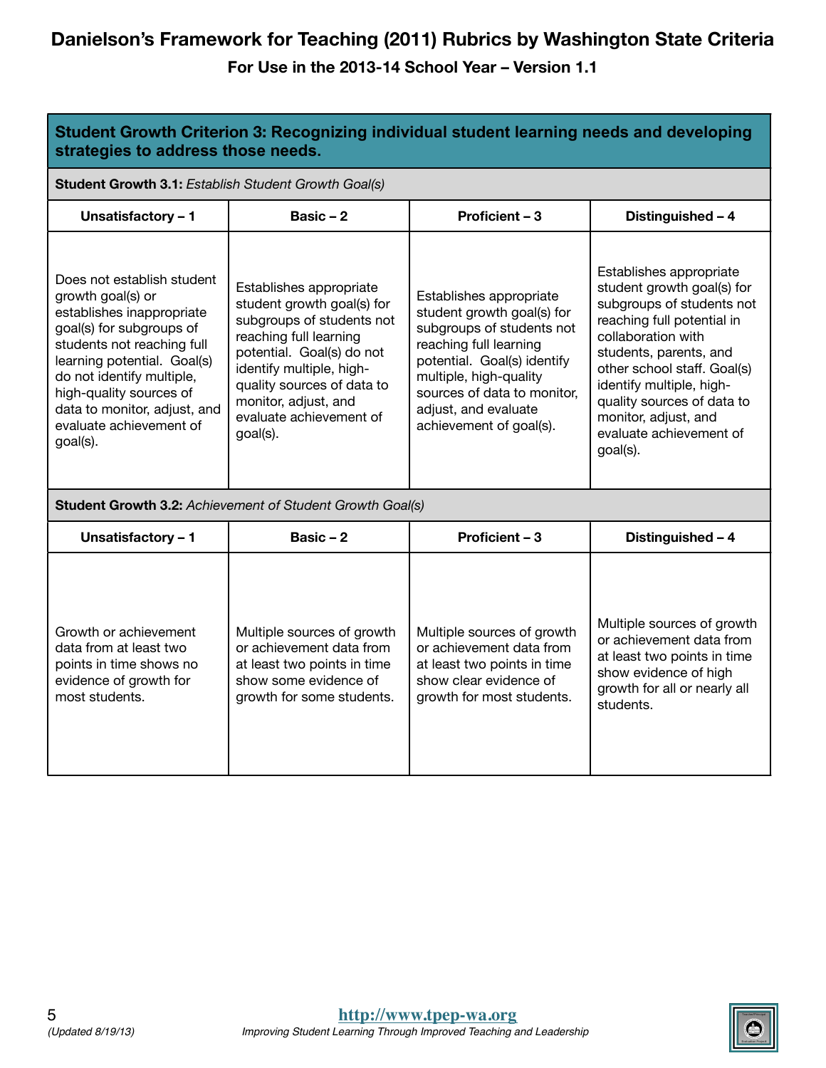# Danielson's Framework for Teaching (2011) Rubrics by Washington State Criteria

**For Use in the 2013-14 School Year – Version 1.1**

## Student Growth Criterion 3: Recognizing individual student learning needs and developing strategies to address those needs.

**Student Growth 3.1:** *Establish Student Growth Goal(s)*

| Unsatisfactory – 1 | Basic – 2 | Proficient – 3 | Distinguished – 4 |
|---|---|---|---|
| Does not establish student growth goal(s) or establishes inappropriate goal(s) for subgroups of students not reaching full learning potential. Goal(s) do not identify multiple, high-quality sources of data to monitor, adjust, and evaluate achievement of goal(s). | Establishes appropriate student growth goal(s) for subgroups of students not reaching full learning potential. Goal(s) do not identify multiple, high-quality sources of data to monitor, adjust, and evaluate achievement of goal(s). | Establishes appropriate student growth goal(s) for subgroups of students not reaching full learning potential. Goal(s) identify multiple, high-quality sources of data to monitor, adjust, and evaluate achievement of goal(s). | Establishes appropriate student growth goal(s) for subgroups of students not reaching full potential in collaboration with students, parents, and other school staff. Goal(s) identify multiple, high-quality sources of data to monitor, adjust, and evaluate achievement of goal(s). |

**Student Growth 3.2:** *Achievement of Student Growth Goal(s)*

| Unsatisfactory – 1 | Basic – 2 | Proficient – 3 | Distinguished – 4 |
|---|---|---|---|
| Growth or achievement data from at least two points in time shows no evidence of growth for most students. | Multiple sources of growth or achievement data from at least two points in time show some evidence of growth for some students. | Multiple sources of growth or achievement data from at least two points in time show clear evidence of growth for most students. | Multiple sources of growth or achievement data from at least two points in time show evidence of high growth for all or nearly all students. |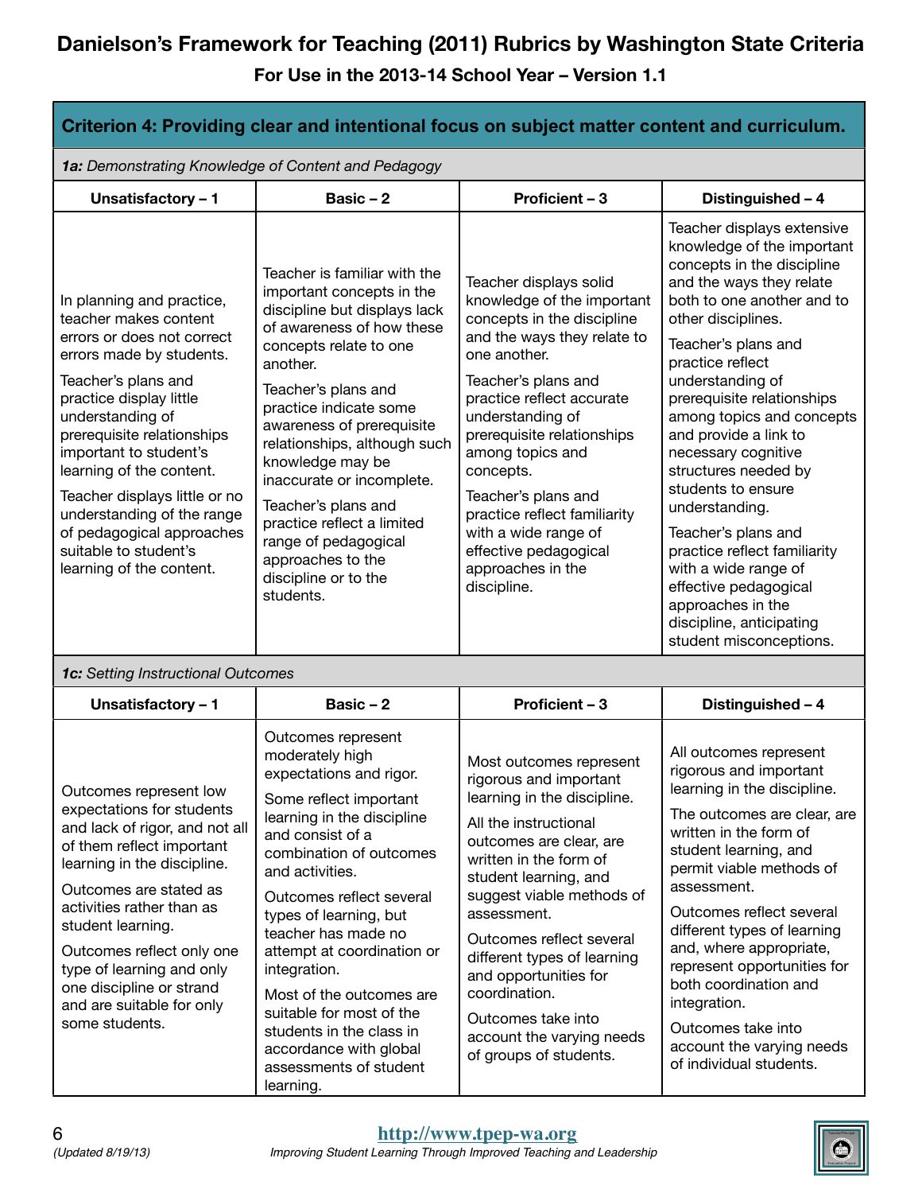# Danielson's Framework for Teaching (2011) Rubrics by Washington State Criteria

**For Use in the 2013-14 School Year – Version 1.1**

## Criterion 4: Providing clear and intentional focus on subject matter content and curriculum.

***1a:*** *Demonstrating Knowledge of Content and Pedagogy*

| Unsatisfactory – 1 | Basic – 2 | Proficient – 3 | Distinguished – 4 |
|---|---|---|---|
| In planning and practice, teacher makes content errors or does not correct errors made by students.<br><br>Teacher's plans and practice display little understanding of prerequisite relationships important to student's learning of the content.<br><br>Teacher displays little or no understanding of the range of pedagogical approaches suitable to student's learning of the content. | Teacher is familiar with the important concepts in the discipline but displays lack of awareness of how these concepts relate to one another.<br><br>Teacher's plans and practice indicate some awareness of prerequisite relationships, although such knowledge may be inaccurate or incomplete.<br><br>Teacher's plans and practice reflect a limited range of pedagogical approaches to the discipline or to the students. | Teacher displays solid knowledge of the important concepts in the discipline and the ways they relate to one another.<br><br>Teacher's plans and practice reflect accurate understanding of prerequisite relationships among topics and concepts.<br><br>Teacher's plans and practice reflect familiarity with a wide range of effective pedagogical approaches in the discipline. | Teacher displays extensive knowledge of the important concepts in the discipline and the ways they relate both to one another and to other disciplines.<br><br>Teacher's plans and practice reflect understanding of prerequisite relationships among topics and concepts and provide a link to necessary cognitive structures needed by students to ensure understanding.<br><br>Teacher's plans and practice reflect familiarity with a wide range of effective pedagogical approaches in the discipline, anticipating student misconceptions. |

***1c:*** *Setting Instructional Outcomes*

| Unsatisfactory – 1 | Basic – 2 | Proficient – 3 | Distinguished – 4 |
|---|---|---|---|
| Outcomes represent low expectations for students and lack of rigor, and not all of them reflect important learning in the discipline.<br><br>Outcomes are stated as activities rather than as student learning.<br><br>Outcomes reflect only one type of learning and only one discipline or strand and are suitable for only some students. | Outcomes represent moderately high expectations and rigor.<br><br>Some reflect important learning in the discipline and consist of a combination of outcomes and activities.<br><br>Outcomes reflect several types of learning, but teacher has made no attempt at coordination or integration.<br><br>Most of the outcomes are suitable for most of the students in the class in accordance with global assessments of student learning. | Most outcomes represent rigorous and important learning in the discipline.<br><br>All the instructional outcomes are clear, are written in the form of student learning, and suggest viable methods of assessment.<br><br>Outcomes reflect several different types of learning and opportunities for coordination.<br><br>Outcomes take into account the varying needs of groups of students. | All outcomes represent rigorous and important learning in the discipline.<br><br>The outcomes are clear, are written in the form of student learning, and permit viable methods of assessment.<br><br>Outcomes reflect several different types of learning and, where appropriate, represent opportunities for both coordination and integration.<br><br>Outcomes take into account the varying needs of individual students. |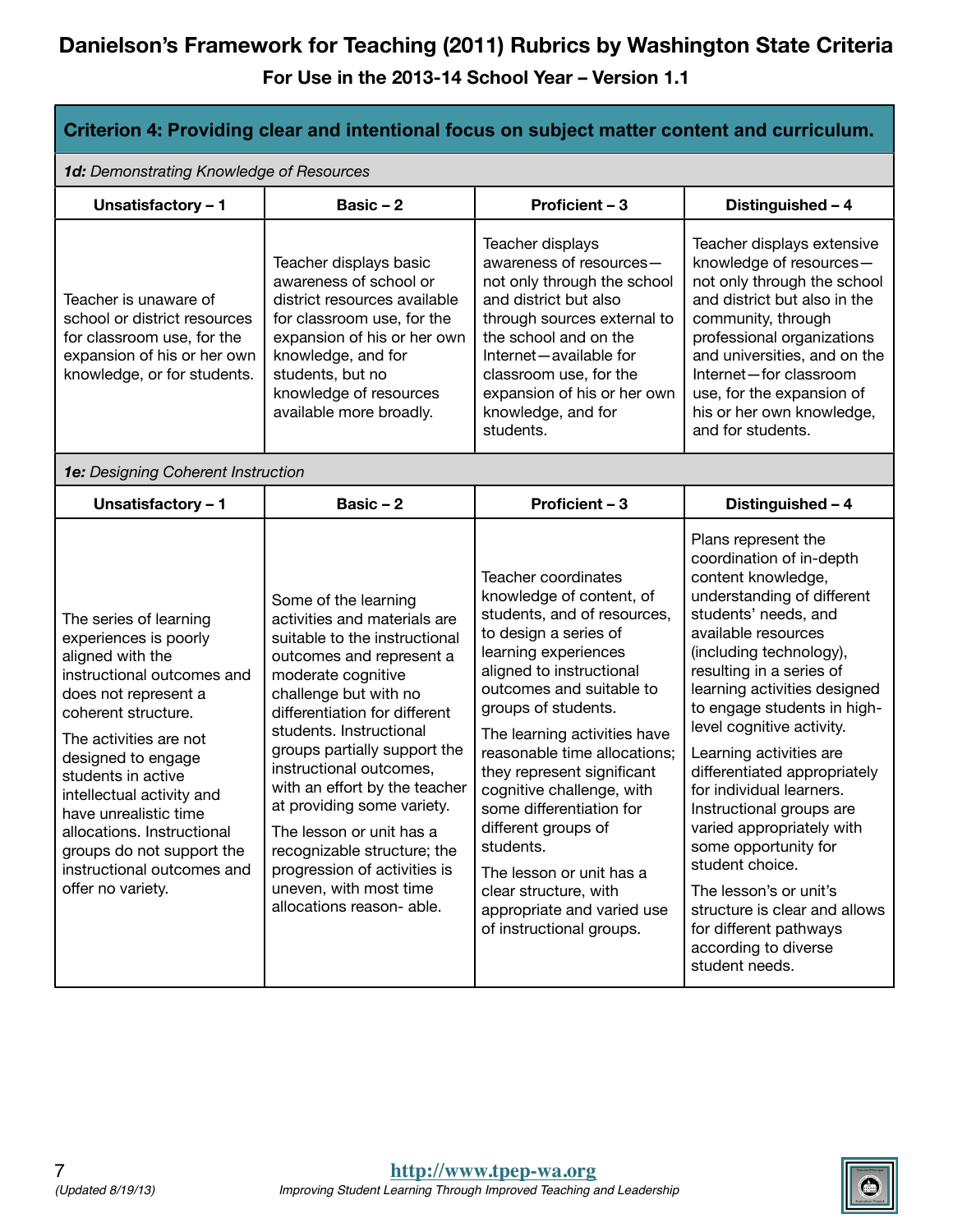# Danielson's Framework for Teaching (2011) Rubrics by Washington State Criteria

**For Use in the 2013-14 School Year – Version 1.1**

## Criterion 4: Providing clear and intentional focus on subject matter content and curriculum.

***1d:*** *Demonstrating Knowledge of Resources*

| Unsatisfactory – 1 | Basic – 2 | Proficient – 3 | Distinguished – 4 |
|---|---|---|---|
| Teacher is unaware of school or district resources for classroom use, for the expansion of his or her own knowledge, or for students. | Teacher displays basic awareness of school or district resources available for classroom use, for the expansion of his or her own knowledge, and for students, but no knowledge of resources available more broadly. | Teacher displays awareness of resources—not only through the school and district but also through sources external to the school and on the Internet—available for classroom use, for the expansion of his or her own knowledge, and for students. | Teacher displays extensive knowledge of resources—not only through the school and district but also in the community, through professional organizations and universities, and on the Internet—for classroom use, for the expansion of his or her own knowledge, and for students. |

***1e:*** *Designing Coherent Instruction*

| Unsatisfactory – 1 | Basic – 2 | Proficient – 3 | Distinguished – 4 |
|---|---|---|---|
| The series of learning experiences is poorly aligned with the instructional outcomes and does not represent a coherent structure. <br><br> The activities are not designed to engage students in active intellectual activity and have unrealistic time allocations. Instructional groups do not support the instructional outcomes and offer no variety. | Some of the learning activities and materials are suitable to the instructional outcomes and represent a moderate cognitive challenge but with no differentiation for different students. Instructional groups partially support the instructional outcomes, with an effort by the teacher at providing some variety. <br><br> The lesson or unit has a recognizable structure; the progression of activities is uneven, with most time allocations reason- able. | Teacher coordinates knowledge of content, of students, and of resources, to design a series of learning experiences aligned to instructional outcomes and suitable to groups of students. <br><br> The learning activities have reasonable time allocations; they represent significant cognitive challenge, with some differentiation for different groups of students. <br><br> The lesson or unit has a clear structure, with appropriate and varied use of instructional groups. | Plans represent the coordination of in-depth content knowledge, understanding of different students' needs, and available resources (including technology), resulting in a series of learning activities designed to engage students in high-level cognitive activity. <br><br> Learning activities are differentiated appropriately for individual learners. Instructional groups are varied appropriately with some opportunity for student choice. <br><br> The lesson's or unit's structure is clear and allows for different pathways according to diverse student needs. |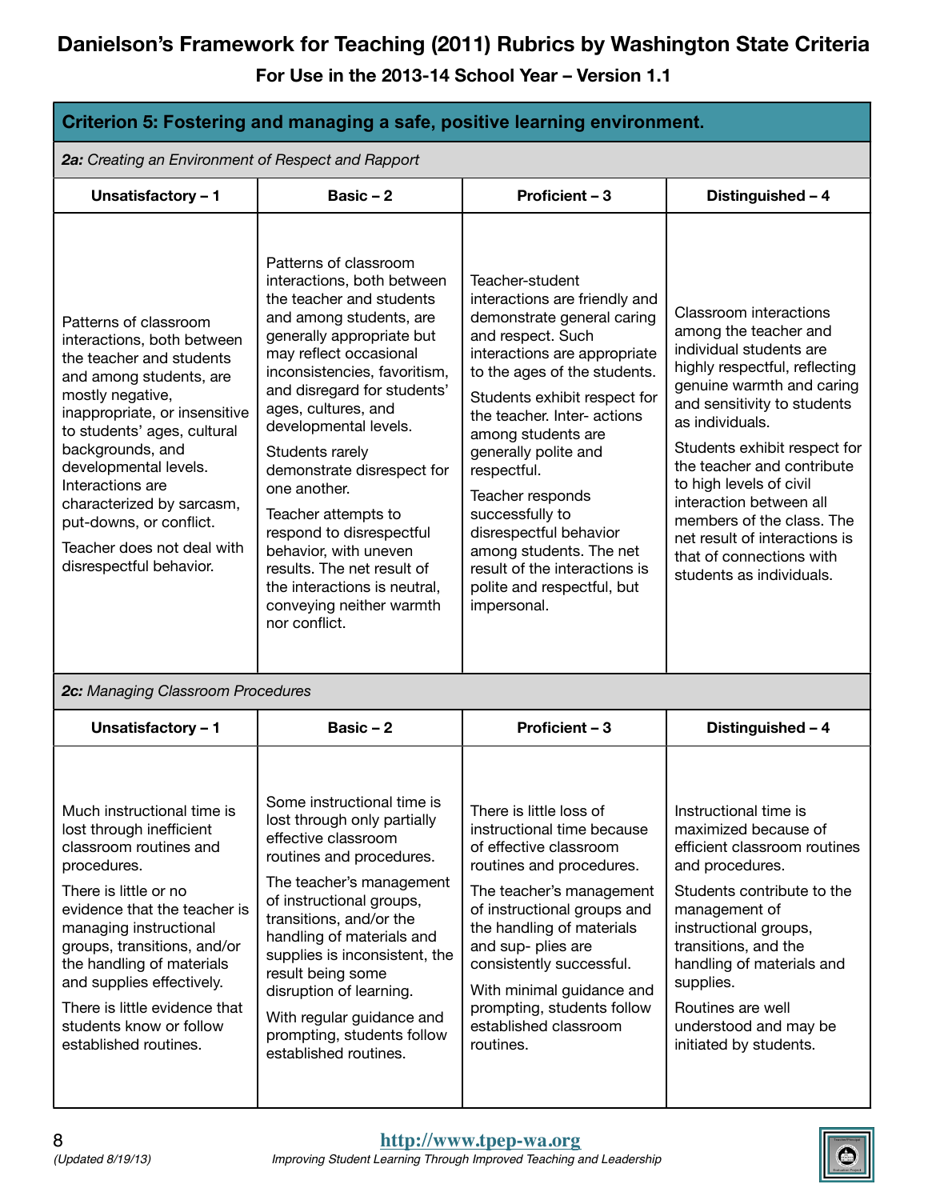# Danielson's Framework for Teaching (2011) Rubrics by Washington State Criteria

**For Use in the 2013-14 School Year – Version 1.1**

## Criterion 5: Fostering and managing a safe, positive learning environment.

### *2a: Creating an Environment of Respect and Rapport*

| Unsatisfactory – 1 | Basic – 2 | Proficient – 3 | Distinguished – 4 |
|---|---|---|---|
| Patterns of classroom interactions, both between the teacher and students and among students, are mostly negative, inappropriate, or insensitive to students' ages, cultural backgrounds, and developmental levels. Interactions are characterized by sarcasm, put-downs, or conflict.<br><br>Teacher does not deal with disrespectful behavior. | Patterns of classroom interactions, both between the teacher and students and among students, are generally appropriate but may reflect occasional inconsistencies, favoritism, and disregard for students' ages, cultures, and developmental levels.<br><br>Students rarely demonstrate disrespect for one another.<br><br>Teacher attempts to respond to disrespectful behavior, with uneven results. The net result of the interactions is neutral, conveying neither warmth nor conflict. | Teacher-student interactions are friendly and demonstrate general caring and respect. Such interactions are appropriate to the ages of the students.<br><br>Students exhibit respect for the teacher. Inter- actions among students are generally polite and respectful.<br><br>Teacher responds successfully to disrespectful behavior among students. The net result of the interactions is polite and respectful, but impersonal. | Classroom interactions among the teacher and individual students are highly respectful, reflecting genuine warmth and caring and sensitivity to students as individuals.<br><br>Students exhibit respect for the teacher and contribute to high levels of civil interaction between all members of the class. The net result of interactions is that of connections with students as individuals. |

### *2c: Managing Classroom Procedures*

| Unsatisfactory – 1 | Basic – 2 | Proficient – 3 | Distinguished – 4 |
|---|---|---|---|
| Much instructional time is lost through inefficient classroom routines and procedures.<br><br>There is little or no evidence that the teacher is managing instructional groups, transitions, and/or the handling of materials and supplies effectively.<br><br>There is little evidence that students know or follow established routines. | Some instructional time is lost through only partially effective classroom routines and procedures.<br><br>The teacher's management of instructional groups, transitions, and/or the handling of materials and supplies is inconsistent, the result being some disruption of learning.<br><br>With regular guidance and prompting, students follow established routines. | There is little loss of instructional time because of effective classroom routines and procedures.<br><br>The teacher's management of instructional groups and the handling of materials and sup- plies are consistently successful.<br><br>With minimal guidance and prompting, students follow established classroom routines. | Instructional time is maximized because of efficient classroom routines and procedures.<br><br>Students contribute to the management of instructional groups, transitions, and the handling of materials and supplies.<br><br>Routines are well understood and may be initiated by students. |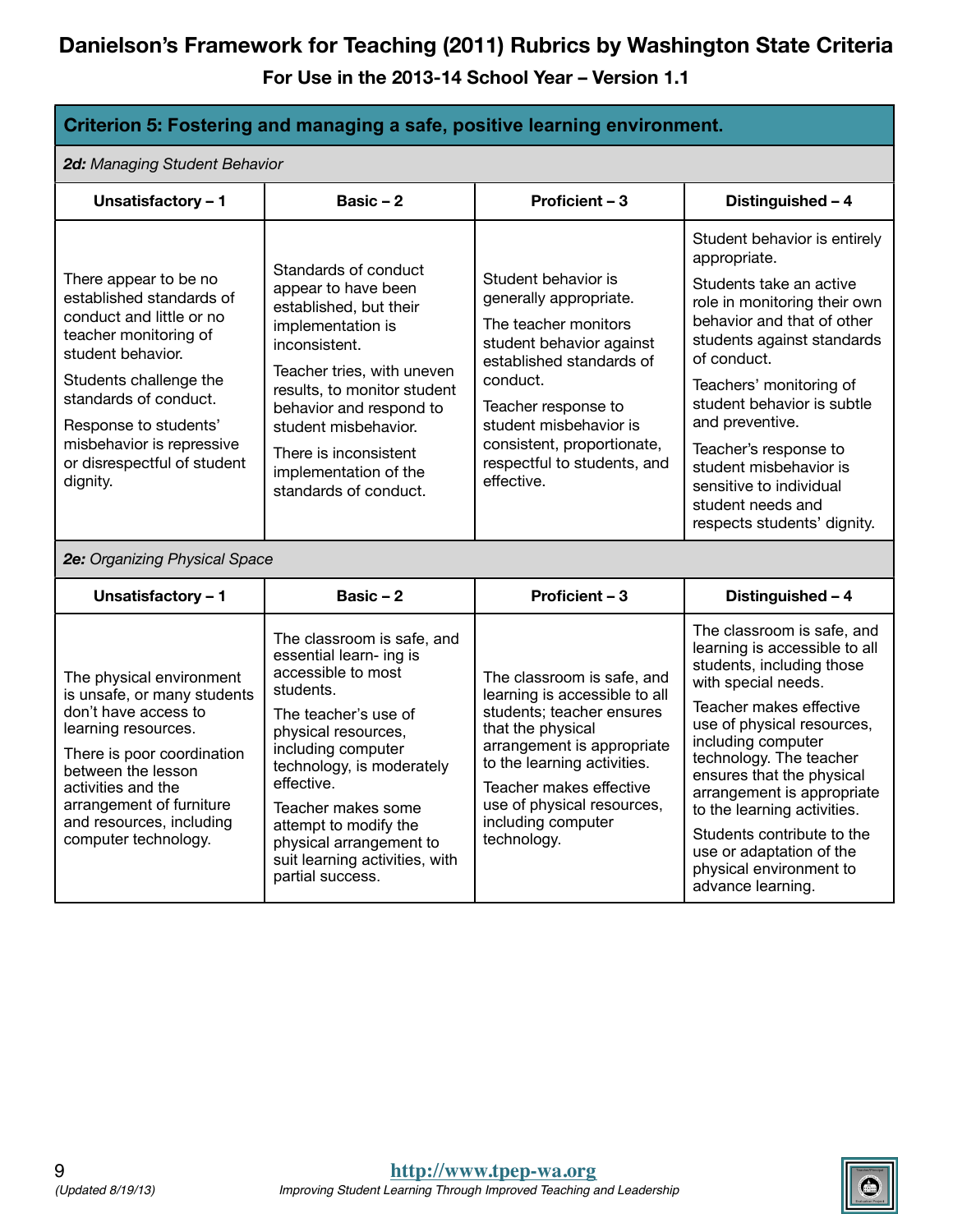# Danielson's Framework for Teaching (2011) Rubrics by Washington State Criteria

**For Use in the 2013-14 School Year – Version 1.1**

## Criterion 5: Fostering and managing a safe, positive learning environment.

***2d:** Managing Student Behavior*

| Unsatisfactory – 1 | Basic – 2 | Proficient – 3 | Distinguished – 4 |
|---|---|---|---|
| There appear to be no established standards of conduct and little or no teacher monitoring of student behavior.<br><br>Students challenge the standards of conduct.<br><br>Response to students' misbehavior is repressive or disrespectful of student dignity. | Standards of conduct appear to have been established, but their implementation is inconsistent.<br><br>Teacher tries, with uneven results, to monitor student behavior and respond to student misbehavior.<br><br>There is inconsistent implementation of the standards of conduct. | Student behavior is generally appropriate.<br><br>The teacher monitors student behavior against established standards of conduct.<br><br>Teacher response to student misbehavior is consistent, proportionate, respectful to students, and effective. | Student behavior is entirely appropriate.<br><br>Students take an active role in monitoring their own behavior and that of other students against standards of conduct.<br><br>Teachers' monitoring of student behavior is subtle and preventive.<br><br>Teacher's response to student misbehavior is sensitive to individual student needs and respects students' dignity. |

***2e:** Organizing Physical Space*

| Unsatisfactory – 1 | Basic – 2 | Proficient – 3 | Distinguished – 4 |
|---|---|---|---|
| The physical environment is unsafe, or many students don't have access to learning resources.<br><br>There is poor coordination between the lesson activities and the arrangement of furniture and resources, including computer technology. | The classroom is safe, and essential learn- ing is accessible to most students.<br><br>The teacher's use of physical resources, including computer technology, is moderately effective.<br><br>Teacher makes some attempt to modify the physical arrangement to suit learning activities, with partial success. | The classroom is safe, and learning is accessible to all students; teacher ensures that the physical arrangement is appropriate to the learning activities.<br><br>Teacher makes effective use of physical resources, including computer technology. | The classroom is safe, and learning is accessible to all students, including those with special needs.<br><br>Teacher makes effective use of physical resources, including computer technology. The teacher ensures that the physical arrangement is appropriate to the learning activities.<br><br>Students contribute to the use or adaptation of the physical environment to advance learning. |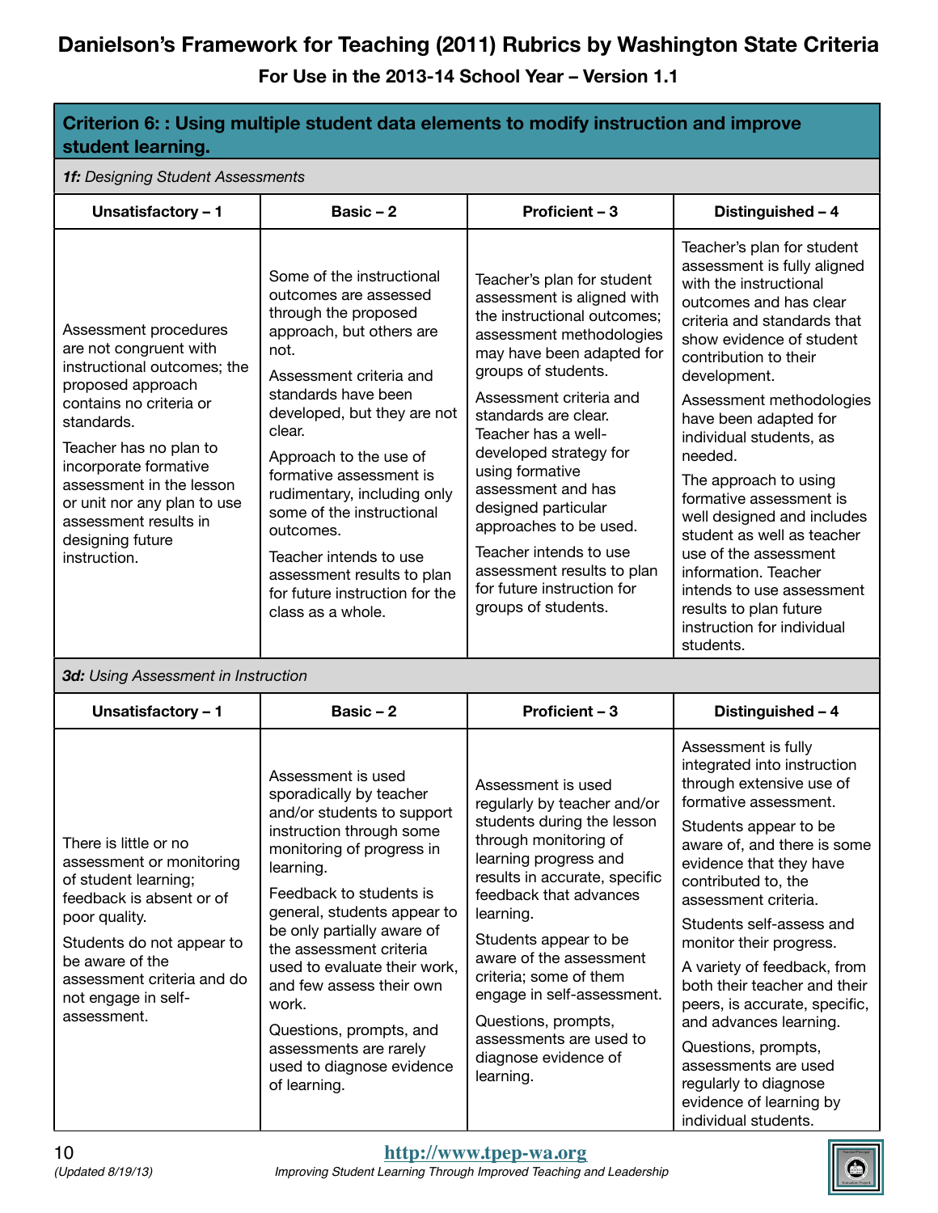# Danielson's Framework for Teaching (2011) Rubrics by Washington State Criteria

**For Use in the 2013-14 School Year – Version 1.1**

## Criterion 6: : Using multiple student data elements to modify instruction and improve student learning.

***1f:** Designing Student Assessments*

| Unsatisfactory – 1 | Basic – 2 | Proficient – 3 | Distinguished – 4 |
|---|---|---|---|
| Assessment procedures are not congruent with instructional outcomes; the proposed approach contains no criteria or standards.<br><br>Teacher has no plan to incorporate formative assessment in the lesson or unit nor any plan to use assessment results in designing future instruction. | Some of the instructional outcomes are assessed through the proposed approach, but others are not.<br><br>Assessment criteria and standards have been developed, but they are not clear.<br><br>Approach to the use of formative assessment is rudimentary, including only some of the instructional outcomes.<br><br>Teacher intends to use assessment results to plan for future instruction for the class as a whole. | Teacher's plan for student assessment is aligned with the instructional outcomes; assessment methodologies may have been adapted for groups of students.<br><br>Assessment criteria and standards are clear. Teacher has a well-developed strategy for using formative assessment and has designed particular approaches to be used.<br><br>Teacher intends to use assessment results to plan for future instruction for groups of students. | Teacher's plan for student assessment is fully aligned with the instructional outcomes and has clear criteria and standards that show evidence of student contribution to their development.<br><br>Assessment methodologies have been adapted for individual students, as needed.<br><br>The approach to using formative assessment is well designed and includes student as well as teacher use of the assessment information. Teacher intends to use assessment results to plan future instruction for individual students. |

***3d:** Using Assessment in Instruction*

| Unsatisfactory – 1 | Basic – 2 | Proficient – 3 | Distinguished – 4 |
|---|---|---|---|
| There is little or no assessment or monitoring of student learning; feedback is absent or of poor quality.<br><br>Students do not appear to be aware of the assessment criteria and do not engage in self-assessment. | Assessment is used sporadically by teacher and/or students to support instruction through some monitoring of progress in learning.<br><br>Feedback to students is general, students appear to be only partially aware of the assessment criteria used to evaluate their work, and few assess their own work.<br><br>Questions, prompts, and assessments are rarely used to diagnose evidence of learning. | Assessment is used regularly by teacher and/or students during the lesson through monitoring of learning progress and results in accurate, specific feedback that advances learning.<br><br>Students appear to be aware of the assessment criteria; some of them engage in self-assessment.<br><br>Questions, prompts, assessments are used to diagnose evidence of learning. | Assessment is fully integrated into instruction through extensive use of formative assessment.<br><br>Students appear to be aware of, and there is some evidence that they have contributed to, the assessment criteria.<br><br>Students self-assess and monitor their progress.<br><br>A variety of feedback, from both their teacher and their peers, is accurate, specific, and advances learning.<br><br>Questions, prompts, assessments are used regularly to diagnose evidence of learning by individual students. |

*(Updated 8/19/13)*

http://www.tpep-wa.org

*Improving Student Learning Through Improved Teaching and Leadership*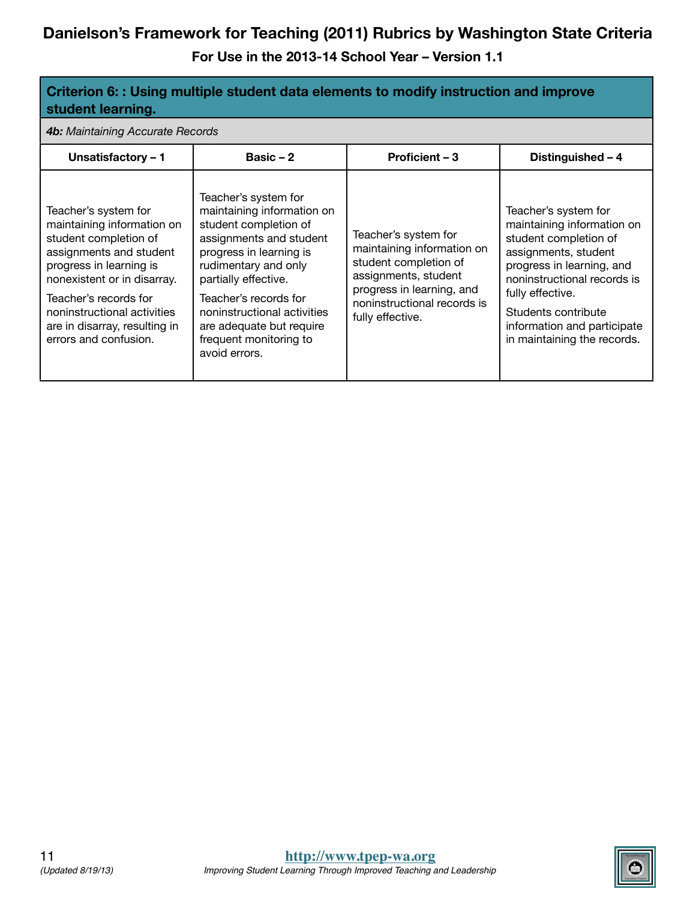# Danielson's Framework for Teaching (2011) Rubrics by Washington State Criteria

**For Use in the 2013-14 School Year – Version 1.1**

**Criterion 6: : Using multiple student data elements to modify instruction and improve student learning.**

***4b:** Maintaining Accurate Records*

| Unsatisfactory – 1 | Basic – 2 | Proficient – 3 | Distinguished – 4 |
|---|---|---|---|
| Teacher's system for maintaining information on student completion of assignments and student progress in learning is nonexistent or in disarray.<br><br>Teacher's records for noninstructional activities are in disarray, resulting in errors and confusion. | Teacher's system for maintaining information on student completion of assignments and student progress in learning is rudimentary and only partially effective.<br><br>Teacher's records for noninstructional activities are adequate but require frequent monitoring to avoid errors. | Teacher's system for maintaining information on student completion of assignments, student progress in learning, and noninstructional records is fully effective. | Teacher's system for maintaining information on student completion of assignments, student progress in learning, and noninstructional records is fully effective.<br><br>Students contribute information and participate in maintaining the records. |

(Updated 8/19/13)

http://www.tpep-wa.org

*Improving Student Learning Through Improved Teaching and Leadership*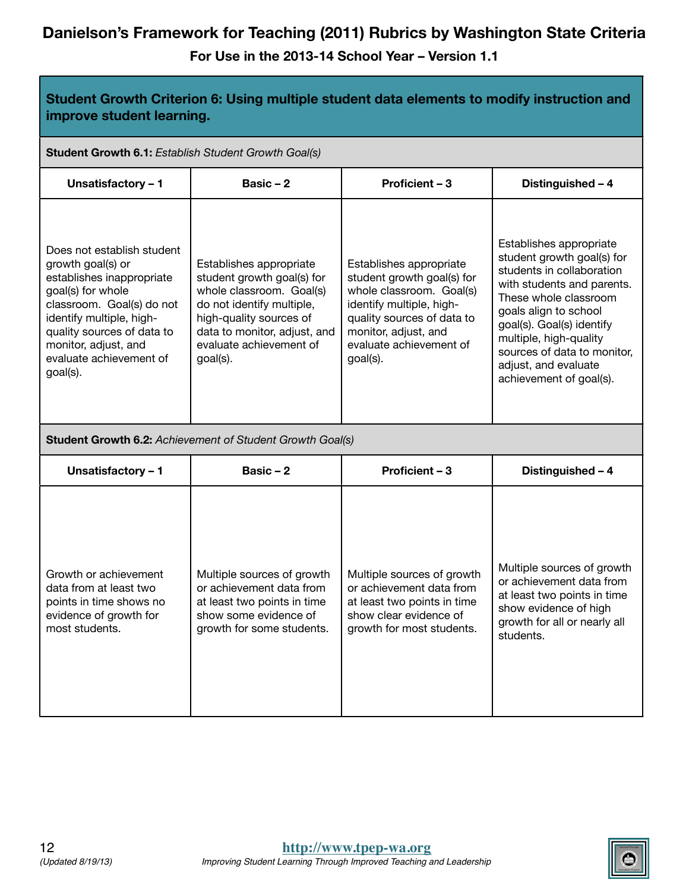# Danielson's Framework for Teaching (2011) Rubrics by Washington State Criteria

**For Use in the 2013-14 School Year – Version 1.1**

## Student Growth Criterion 6: Using multiple student data elements to modify instruction and improve student learning.

**Student Growth 6.1:** *Establish Student Growth Goal(s)*

| Unsatisfactory – 1 | Basic – 2 | Proficient – 3 | Distinguished – 4 |
|---|---|---|---|
| Does not establish student growth goal(s) or establishes inappropriate goal(s) for whole classroom. Goal(s) do not identify multiple, high-quality sources of data to monitor, adjust, and evaluate achievement of goal(s). | Establishes appropriate student growth goal(s) for whole classroom. Goal(s) do not identify multiple, high-quality sources of data to monitor, adjust, and evaluate achievement of goal(s). | Establishes appropriate student growth goal(s) for whole classroom. Goal(s) identify multiple, high-quality sources of data to monitor, adjust, and evaluate achievement of goal(s). | Establishes appropriate student growth goal(s) for students in collaboration with students and parents. These whole classroom goals align to school goal(s). Goal(s) identify multiple, high-quality sources of data to monitor, adjust, and evaluate achievement of goal(s). |

**Student Growth 6.2:** *Achievement of Student Growth Goal(s)*

| Unsatisfactory – 1 | Basic – 2 | Proficient – 3 | Distinguished – 4 |
|---|---|---|---|
| Growth or achievement data from at least two points in time shows no evidence of growth for most students. | Multiple sources of growth or achievement data from at least two points in time show some evidence of growth for some students. | Multiple sources of growth or achievement data from at least two points in time show clear evidence of growth for most students. | Multiple sources of growth or achievement data from at least two points in time show evidence of high growth for all or nearly all students. |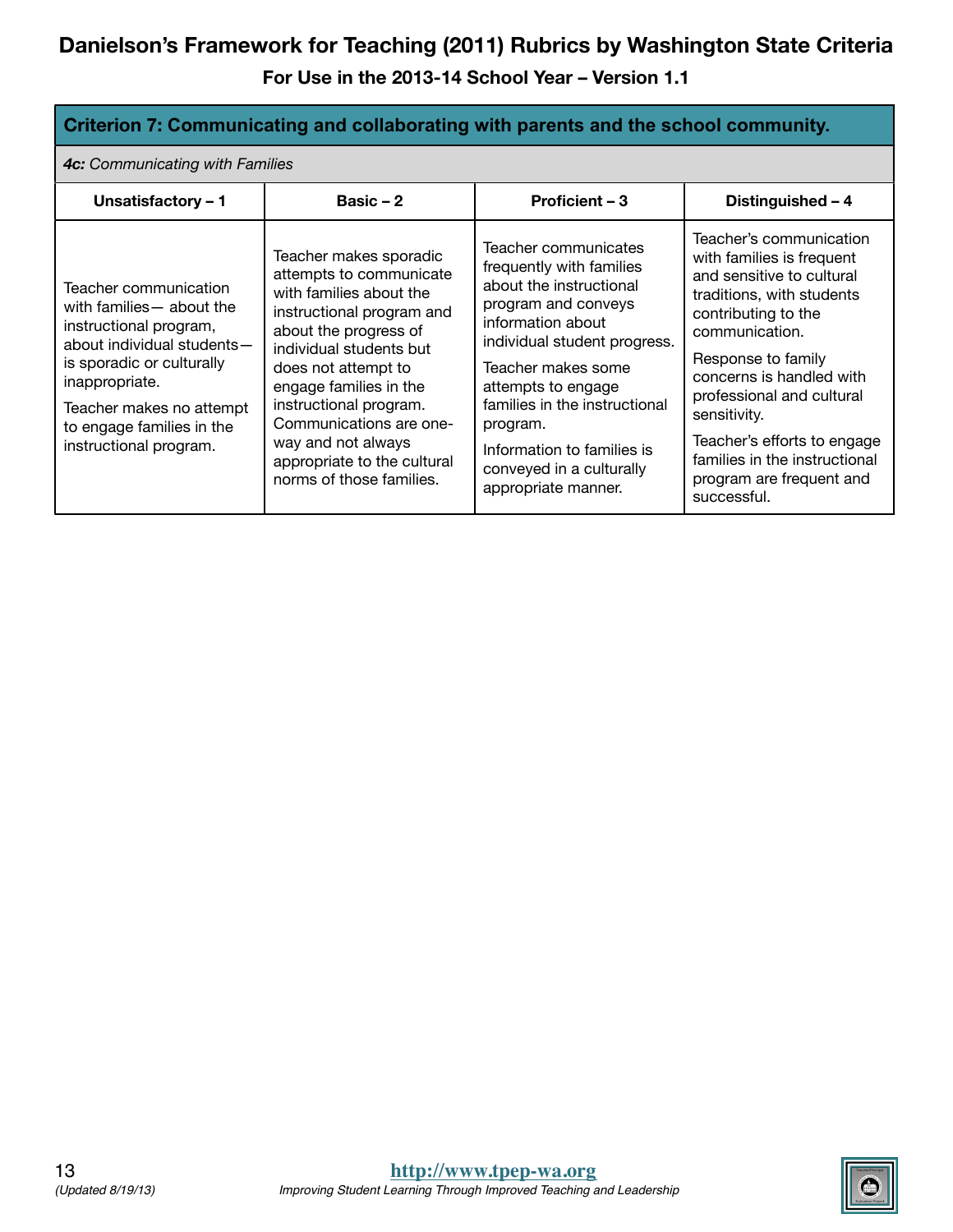# Danielson's Framework for Teaching (2011) Rubrics by Washington State Criteria

**For Use in the 2013-14 School Year – Version 1.1**

## Criterion 7: Communicating and collaborating with parents and the school community.

***4c:** Communicating with Families*

| Unsatisfactory – 1 | Basic – 2 | Proficient – 3 | Distinguished – 4 |
|---|---|---|---|
| Teacher communication with families— about the instructional program, about individual students—is sporadic or culturally inappropriate.<br><br>Teacher makes no attempt to engage families in the instructional program. | Teacher makes sporadic attempts to communicate with families about the instructional program and about the progress of individual students but does not attempt to engage families in the instructional program. Communications are one-way and not always appropriate to the cultural norms of those families. | Teacher communicates frequently with families about the instructional program and conveys information about individual student progress.<br><br>Teacher makes some attempts to engage families in the instructional program.<br><br>Information to families is conveyed in a culturally appropriate manner. | Teacher's communication with families is frequent and sensitive to cultural traditions, with students contributing to the communication.<br><br>Response to family concerns is handled with professional and cultural sensitivity.<br><br>Teacher's efforts to engage families in the instructional program are frequent and successful. |

(Updated 8/19/13)

http://www.tpep-wa.org

*Improving Student Learning Through Improved Teaching and Leadership*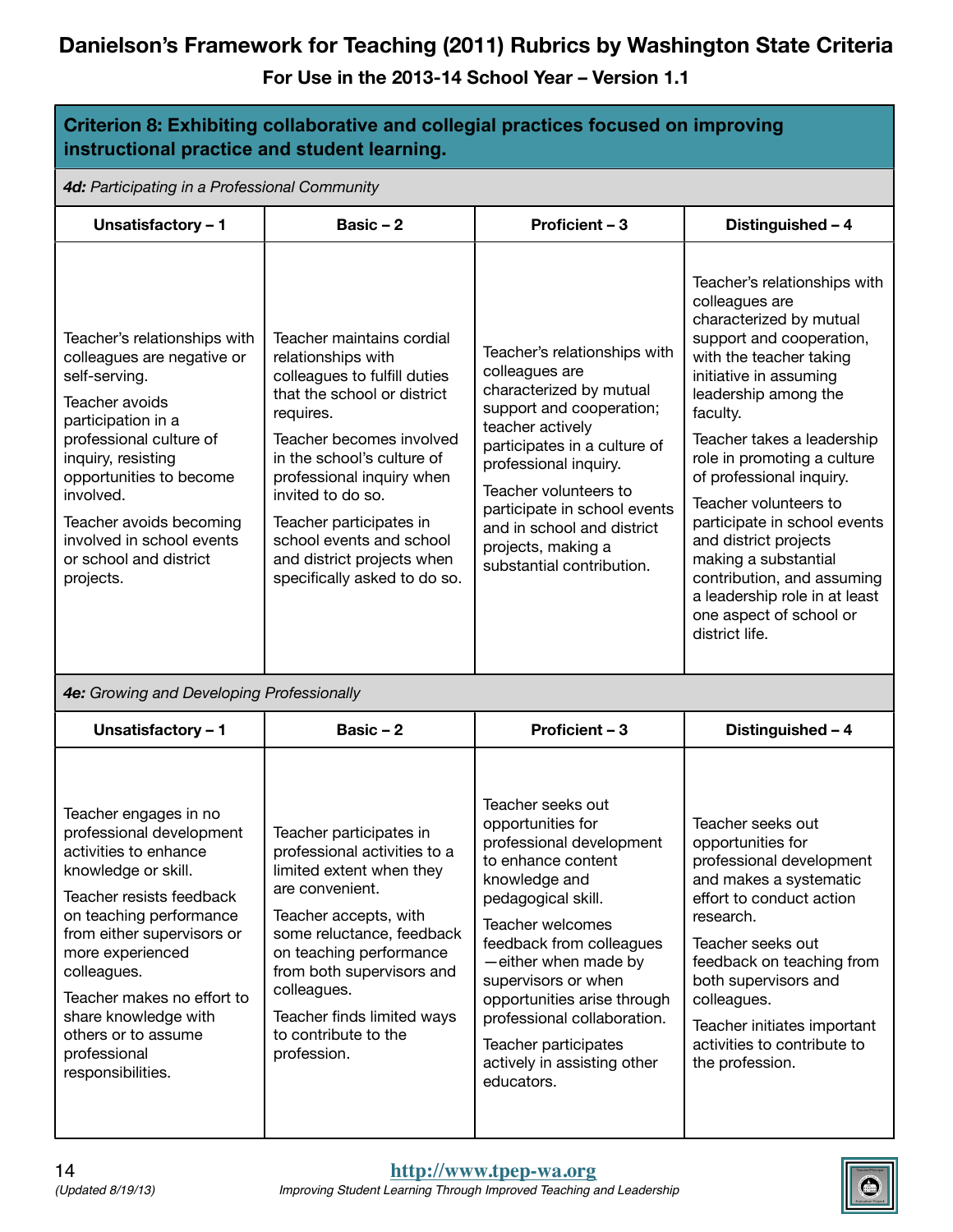# Danielson's Framework for Teaching (2011) Rubrics by Washington State Criteria

**For Use in the 2013-14 School Year – Version 1.1**

## Criterion 8: Exhibiting collaborative and collegial practices focused on improving instructional practice and student learning.

### *4d: Participating in a Professional Community*

| Unsatisfactory – 1 | Basic – 2 | Proficient – 3 | Distinguished – 4 |
|---|---|---|---|
| Teacher's relationships with colleagues are negative or self-serving.<br><br>Teacher avoids participation in a professional culture of inquiry, resisting opportunities to become involved.<br><br>Teacher avoids becoming involved in school events or school and district projects. | Teacher maintains cordial relationships with colleagues to fulfill duties that the school or district requires.<br><br>Teacher becomes involved in the school's culture of professional inquiry when invited to do so.<br><br>Teacher participates in school events and school and district projects when specifically asked to do so. | Teacher's relationships with colleagues are characterized by mutual support and cooperation; teacher actively participates in a culture of professional inquiry.<br><br>Teacher volunteers to participate in school events and in school and district projects, making a substantial contribution. | Teacher's relationships with colleagues are characterized by mutual support and cooperation, with the teacher taking initiative in assuming leadership among the faculty.<br><br>Teacher takes a leadership role in promoting a culture of professional inquiry.<br><br>Teacher volunteers to participate in school events and district projects making a substantial contribution, and assuming a leadership role in at least one aspect of school or district life. |

### *4e: Growing and Developing Professionally*

| Unsatisfactory – 1 | Basic – 2 | Proficient – 3 | Distinguished – 4 |
|---|---|---|---|
| Teacher engages in no professional development activities to enhance knowledge or skill.<br><br>Teacher resists feedback on teaching performance from either supervisors or more experienced colleagues.<br><br>Teacher makes no effort to share knowledge with others or to assume professional responsibilities. | Teacher participates in professional activities to a limited extent when they are convenient.<br><br>Teacher accepts, with some reluctance, feedback on teaching performance from both supervisors and colleagues.<br><br>Teacher finds limited ways to contribute to the profession. | Teacher seeks out opportunities for professional development to enhance content knowledge and pedagogical skill.<br><br>Teacher welcomes feedback from colleagues—either when made by supervisors or when opportunities arise through professional collaboration.<br><br>Teacher participates actively in assisting other educators. | Teacher seeks out opportunities for professional development and makes a systematic effort to conduct action research.<br><br>Teacher seeks out feedback on teaching from both supervisors and colleagues.<br><br>Teacher initiates important activities to contribute to the profession. |

(Updated 8/19/13)

**http://www.tpep-wa.org**

*Improving Student Learning Through Improved Teaching and Leadership*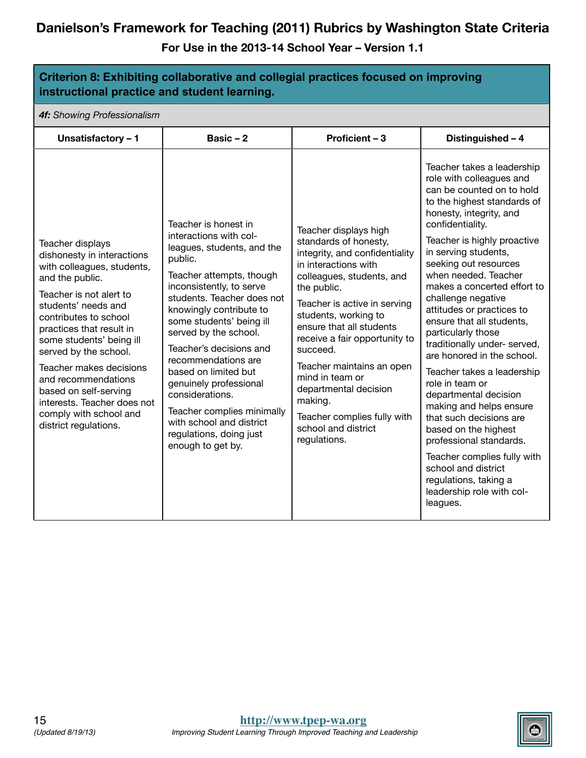# Danielson's Framework for Teaching (2011) Rubrics by Washington State Criteria

**For Use in the 2013-14 School Year – Version 1.1**

**Criterion 8: Exhibiting collaborative and collegial practices focused on improving instructional practice and student learning.**

***4f:** Showing Professionalism*

| Unsatisfactory – 1 | Basic – 2 | Proficient – 3 | Distinguished – 4 |
|---|---|---|---|
| Teacher displays dishonesty in interactions with colleagues, students, and the public.<br><br>Teacher is not alert to students' needs and contributes to school practices that result in some students' being ill served by the school.<br><br>Teacher makes decisions and recommendations based on self-serving interests. Teacher does not comply with school and district regulations. | Teacher is honest in interactions with colleagues, students, and the public.<br><br>Teacher attempts, though inconsistently, to serve students. Teacher does not knowingly contribute to some students' being ill served by the school.<br><br>Teacher's decisions and recommendations are based on limited but genuinely professional considerations.<br><br>Teacher complies minimally with school and district regulations, doing just enough to get by. | Teacher displays high standards of honesty, integrity, and confidentiality in interactions with colleagues, students, and the public.<br><br>Teacher is active in serving students, working to ensure that all students receive a fair opportunity to succeed.<br><br>Teacher maintains an open mind in team or departmental decision making.<br><br>Teacher complies fully with school and district regulations. | Teacher takes a leadership role with colleagues and can be counted on to hold to the highest standards of honesty, integrity, and confidentiality.<br><br>Teacher is highly proactive in serving students, seeking out resources when needed. Teacher makes a concerted effort to challenge negative attitudes or practices to ensure that all students, particularly those traditionally under- served, are honored in the school.<br><br>Teacher takes a leadership role in team or departmental decision making and helps ensure that such decisions are based on the highest professional standards.<br><br>Teacher complies fully with school and district regulations, taking a leadership role with colleagues. |

(Updated 8/19/13)

http://www.tpep-wa.org

*Improving Student Learning Through Improved Teaching and Leadership*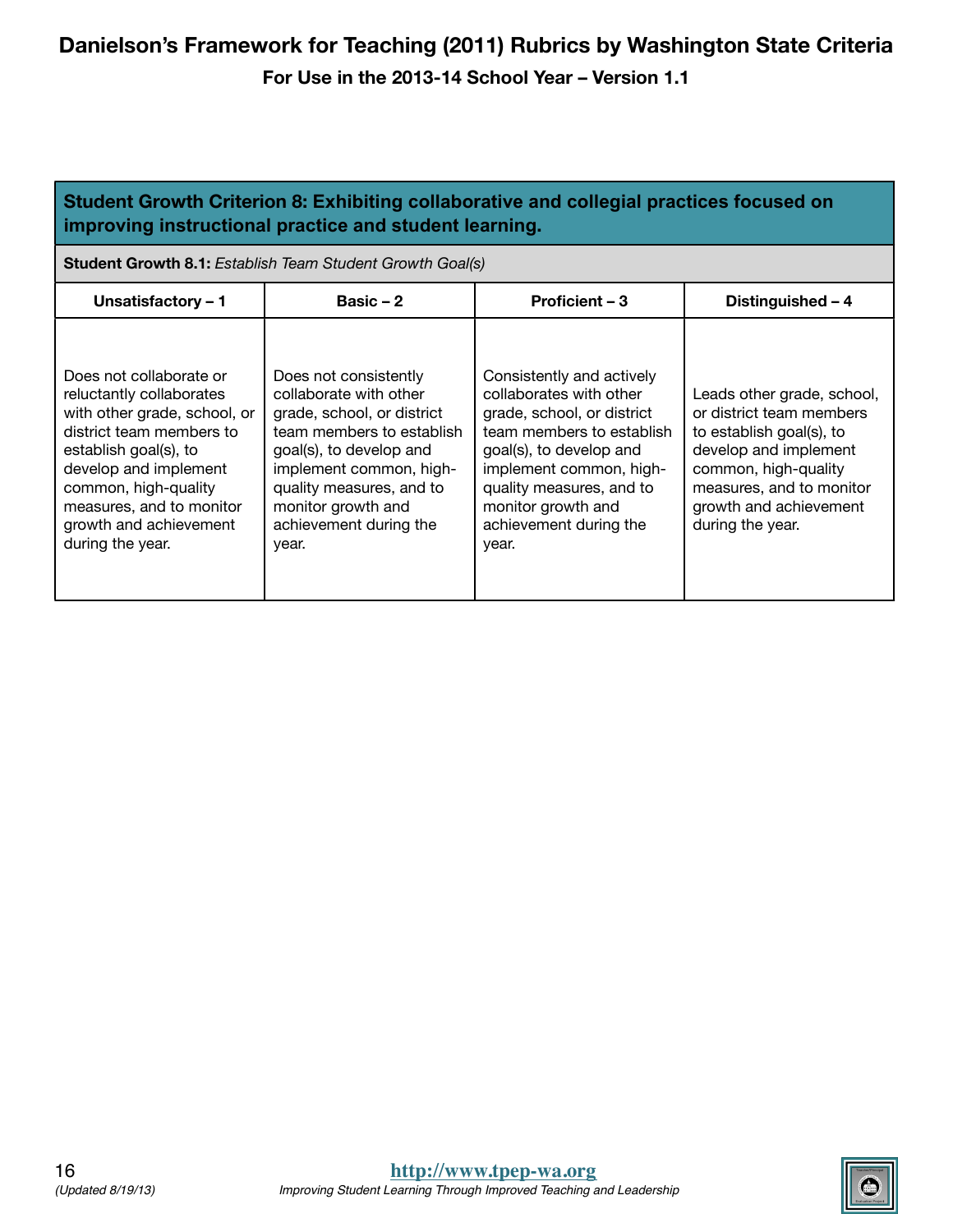# Danielson's Framework for Teaching (2011) Rubrics by Washington State Criteria

**For Use in the 2013-14 School Year – Version 1.1**

| **Student Growth Criterion 8: Exhibiting collaborative and collegial practices focused on improving instructional practice and student learning.** | | | |
|---|---|---|---|
| **Student Growth 8.1:** *Establish Team Student Growth Goal(s)* | | | |
| **Unsatisfactory – 1** | **Basic – 2** | **Proficient – 3** | **Distinguished – 4** |
| Does not collaborate or reluctantly collaborates with other grade, school, or district team members to establish goal(s), to develop and implement common, high-quality measures, and to monitor growth and achievement during the year. | Does not consistently collaborate with other grade, school, or district team members to establish goal(s), to develop and implement common, high-quality measures, and to monitor growth and achievement during the year. | Consistently and actively collaborates with other grade, school, or district team members to establish goal(s), to develop and implement common, high-quality measures, and to monitor growth and achievement during the year. | Leads other grade, school, or district team members to establish goal(s), to develop and implement common, high-quality measures, and to monitor growth and achievement during the year. |

*(Updated 8/19/13)*

http://www.tpep-wa.org

*Improving Student Learning Through Improved Teaching and Leadership*